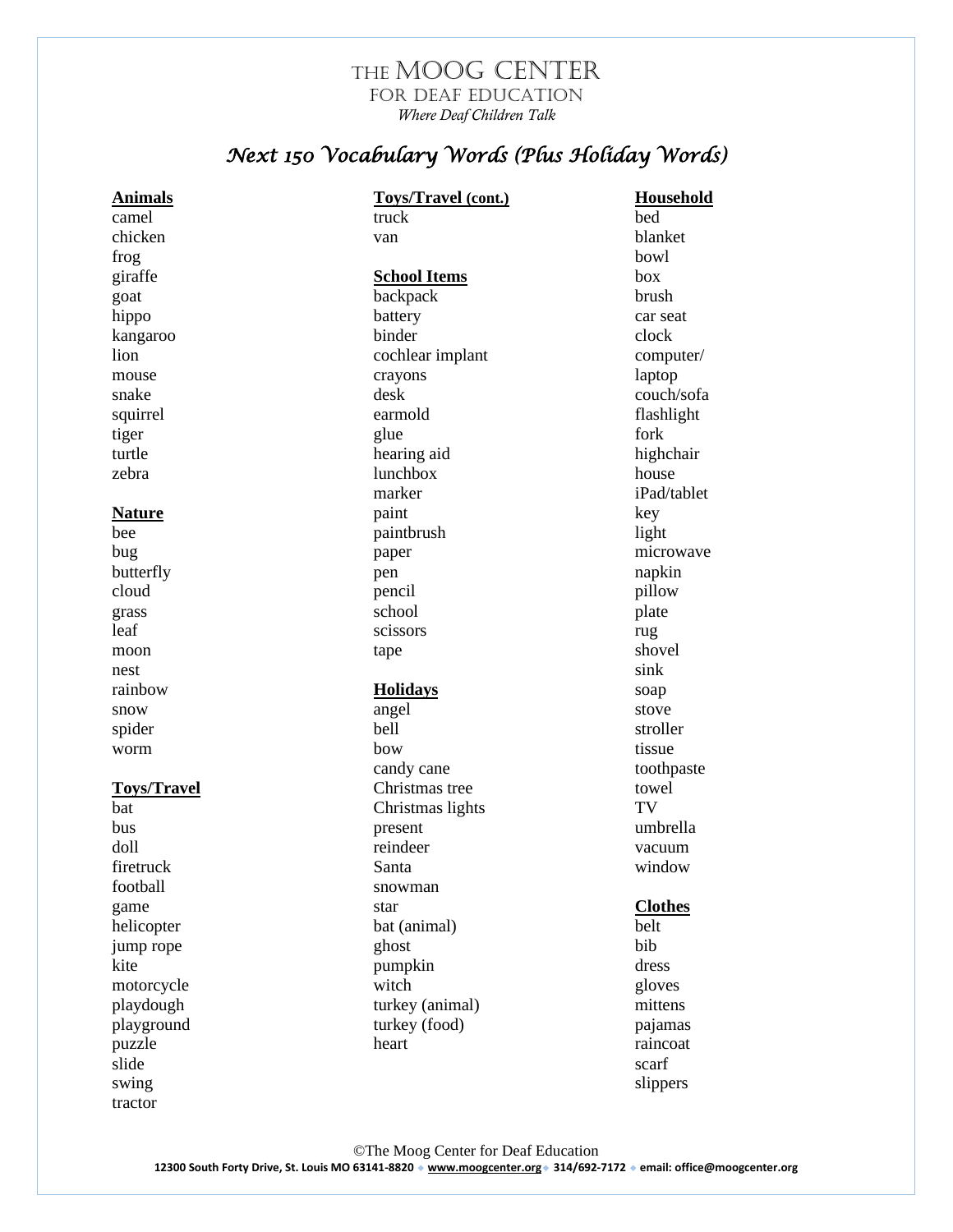# THE MOOG CENTER
## FOR DEAF EDUCATION
*Where Deaf Children Talk*

## *Next 150 Vocabulary Words (Plus Holiday Words)*

**Animals**

camel
chicken
frog
giraffe
goat
hippo
kangaroo
lion
mouse
snake
squirrel
tiger
turtle
zebra

**Nature**

bee
bug
butterfly
cloud
grass
leaf
moon
nest
rainbow
snow
spider
worm

**Toys/Travel**

bat
bus
doll
firetruck
football
game
helicopter
jump rope
kite
motorcycle
playdough
playground
puzzle
slide
swing
tractor

**Toys/Travel (cont.)**

truck
van

**School Items**

backpack
battery
binder
cochlear implant
crayons
desk
earmold
glue
hearing aid
lunchbox
marker
paint
paintbrush
paper
pen
pencil
school
scissors
tape

**Holidays**

angel
bell
bow
candy cane
Christmas tree
Christmas lights
present
reindeer
Santa
snowman
star
bat (animal)
ghost
pumpkin
witch
turkey (animal)
turkey (food)
heart

**Household**

bed
blanket
bowl
box
brush
car seat
clock
computer/
laptop
couch/sofa
flashlight
fork
highchair
house
iPad/tablet
key
light
microwave
napkin
pillow
plate
rug
shovel
sink
soap
stove
stroller
tissue
toothpaste
towel
TV
umbrella
vacuum
window

**Clothes**

belt
bib
dress
gloves
mittens
pajamas
raincoat
scarf
slippers

©The Moog Center for Deaf Education
12300 South Forty Drive, St. Louis MO 63141-8820 ◆ www.moogcenter.org ◆ 314/692-7172 ◆ email: office@moogcenter.org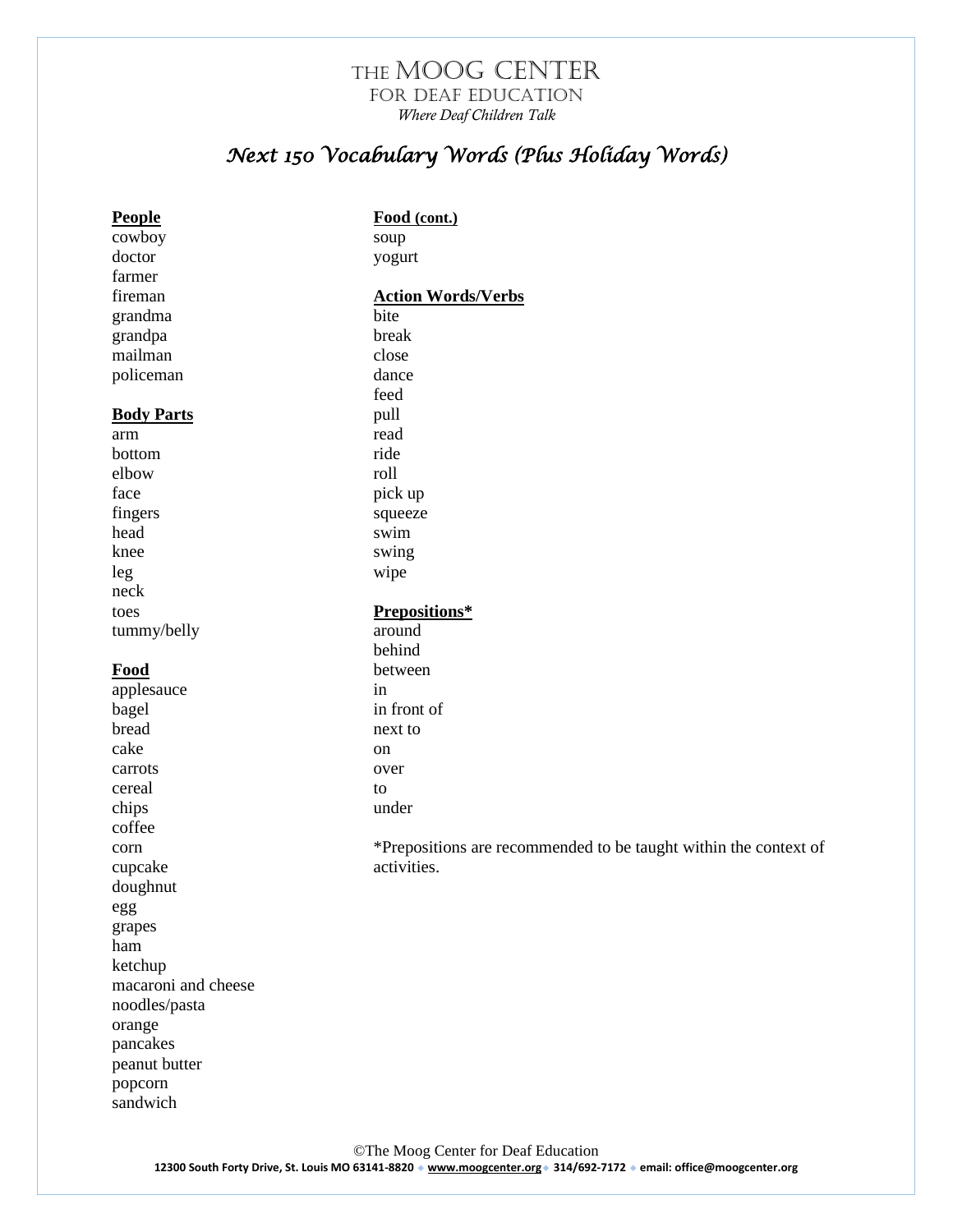# THE MOOG CENTER
## FOR DEAF EDUCATION
*Where Deaf Children Talk*

## *Next 150 Vocabulary Words (Plus Holiday Words)*

**People**

cowboy
doctor
farmer
fireman
grandma
grandpa
mailman
policeman

**Body Parts**

arm
bottom
elbow
face
fingers
head
knee
leg
neck
toes
tummy/belly

**Food**

applesauce
bagel
bread
cake
carrots
cereal
chips
coffee
corn
cupcake
doughnut
egg
grapes
ham
ketchup
macaroni and cheese
noodles/pasta
orange
pancakes
peanut butter
popcorn
sandwich

**Food (cont.)**

soup
yogurt

**Action Words/Verbs**

bite
break
close
dance
feed
pull
read
ride
roll
pick up
squeeze
swim
swing
wipe

**Prepositions***

around
behind
between
in
in front of
next to
on
over
to
under

*Prepositions are recommended to be taught within the context of activities.

©The Moog Center for Deaf Education
12300 South Forty Drive, St. Louis MO 63141-8820 ◆ www.moogcenter.org ◆ 314/692-7172 ◆ email: office@moogcenter.org